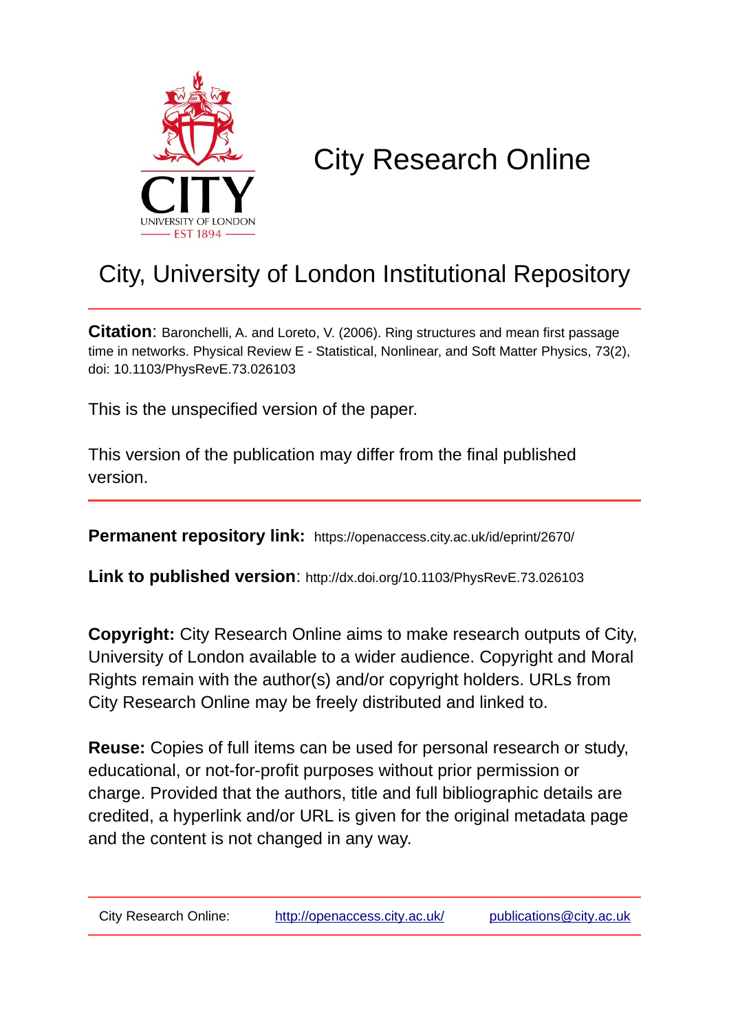# City Research Online

## City, University of London Institutional Repository

**Citation**: Baronchelli, A. and Loreto, V. (2006). Ring structures and mean first passage time in networks. Physical Review E - Statistical, Nonlinear, and Soft Matter Physics, 73(2), doi: 10.1103/PhysRevE.73.026103

This is the unspecified version of the paper.

This version of the publication may differ from the final published version.

**Permanent repository link:** https://openaccess.city.ac.uk/id/eprint/2670/

**Link to published version**: http://dx.doi.org/10.1103/PhysRevE.73.026103

**Copyright:** City Research Online aims to make research outputs of City, University of London available to a wider audience. Copyright and Moral Rights remain with the author(s) and/or copyright holders. URLs from City Research Online may be freely distributed and linked to.

**Reuse:** Copies of full items can be used for personal research or study, educational, or not-for-profit purposes without prior permission or charge. Provided that the authors, title and full bibliographic details are credited, a hyperlink and/or URL is given for the original metadata page and the content is not changed in any way.

City Research Online: http://openaccess.city.ac.uk/ publications@city.ac.uk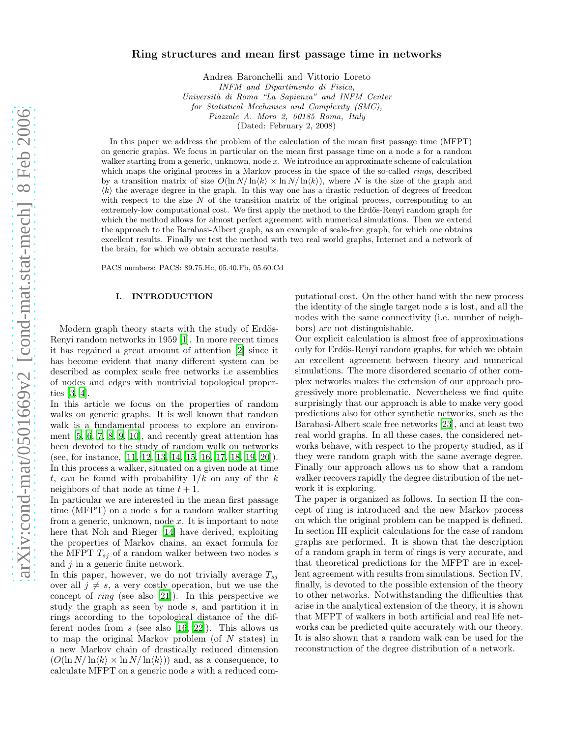# Ring structures and mean first passage time in networks

Andrea Baronchelli and Vittorio Loreto

*INFM and Dipartimento di Fisica, Università di Roma "La Sapienza" and INFM Center for Statistical Mechanics and Complexity (SMC), Piazzale A. Moro 2, 00185 Roma, Italy*

(Dated: February 2, 2008)

In this paper we address the problem of the calculation of the mean first passage time (MFPT) on generic graphs. We focus in particular on the mean first passage time on a node $s$ for a random walker starting from a generic, unknown, node $x$. We introduce an approximate scheme of calculation which maps the original process in a Markov process in the space of the so-called *rings*, described by a transition matrix of size $O(\ln N/\ln\langle k\rangle \times \ln N/\ln\langle k\rangle)$, where $N$ is the size of the graph and $\langle k\rangle$ the average degree in the graph. In this way one has a drastic reduction of degrees of freedom with respect to the size $N$ of the transition matrix of the original process, corresponding to an extremely-low computational cost. We first apply the method to the Erdös-Renyi random graph for which the method allows for almost perfect agreement with numerical simulations. Then we extend the approach to the Barabasi-Albert graph, as an example of scale-free graph, for which one obtains excellent results. Finally we test the method with two real world graphs, Internet and a network of the brain, for which we obtain accurate results.

PACS numbers: PACS: 89.75.Hc, 05.40.Fb, 05.60.Cd

## I. INTRODUCTION

Modern graph theory starts with the study of Erdös-Renyi random networks in 1959 [1]. In more recent times it has regained a great amount of attention [2] since it has become evident that many different system can be described as complex scale free networks i.e assemblies of nodes and edges with nontrivial topological properties [3, 4].

In this article we focus on the properties of random walks on generic graphs. It is well known that random walk is a fundamental process to explore an environment [5, 6, 7, 8, 9, 10], and recently great attention has been devoted to the study of random walk on networks (see, for instance, [11, 12, 13, 14, 15, 16, 17, 18, 19, 20]). In this process a walker, situated on a given node at time $t$, can be found with probability $1/k$ on any of the $k$ neighbors of that node at time $t+1$.

In particular we are interested in the mean first passage time (MFPT) on a node $s$ for a random walker starting from a generic, unknown, node $x$. It is important to note here that Noh and Rieger [14] have derived, exploiting the properties of Markov chains, an exact formula for the MFPT $T_{sj}$ of a random walker between two nodes $s$ and $j$ in a generic finite network.

In this paper, however, we do not trivially average $T_{sj}$ over all $j \neq s$, a very costly operation, but we use the concept of *ring* (see also [21]). In this perspective we study the graph as seen by node $s$, and partition it in rings according to the topological distance of the different nodes from $s$ (see also [16, 22]). This allows us to map the original Markov problem (of $N$ states) in a new Markov chain of drastically reduced dimension ($O(\ln N/\ln\langle k\rangle \times \ln N/\ln\langle k\rangle)$) and, as a consequence, to calculate MFPT on a generic node $s$ with a reduced computational cost. On the other hand with the new process the identity of the single target node $s$ is lost, and all the nodes with the same connectivity (i.e. number of neighbors) are not distinguishable.

Our explicit calculation is almost free of approximations only for Erdös-Renyi random graphs, for which we obtain an excellent agreement between theory and numerical simulations. The more disordered scenario of other complex networks makes the extension of our approach progressively more problematic. Nevertheless we find quite surprisingly that our approach is able to make very good predictions also for other synthetic networks, such as the Barabasi-Albert scale free networks [23], and at least two real world graphs. In all these cases, the considered networks behave, with respect to the property studied, as if they were random graph with the same average degree. Finally our approach allows us to show that a random walker recovers rapidly the degree distribution of the network it is exploring.

The paper is organized as follows. In section II the concept of ring is introduced and the new Markov process on which the original problem can be mapped is defined. In section III explicit calculations for the case of random graphs are performed. It is shown that the description of a random graph in term of rings is very accurate, and that theoretical predictions for the MFPT are in excellent agreement with results from simulations. Section IV, finally, is devoted to the possible extension of the theory to other networks. Notwithstanding the difficulties that arise in the analytical extension of the theory, it is shown that MFPT of walkers in both artificial and real life networks can be predicted quite accurately with our theory. It is also shown that a random walk can be used for the reconstruction of the degree distribution of a network.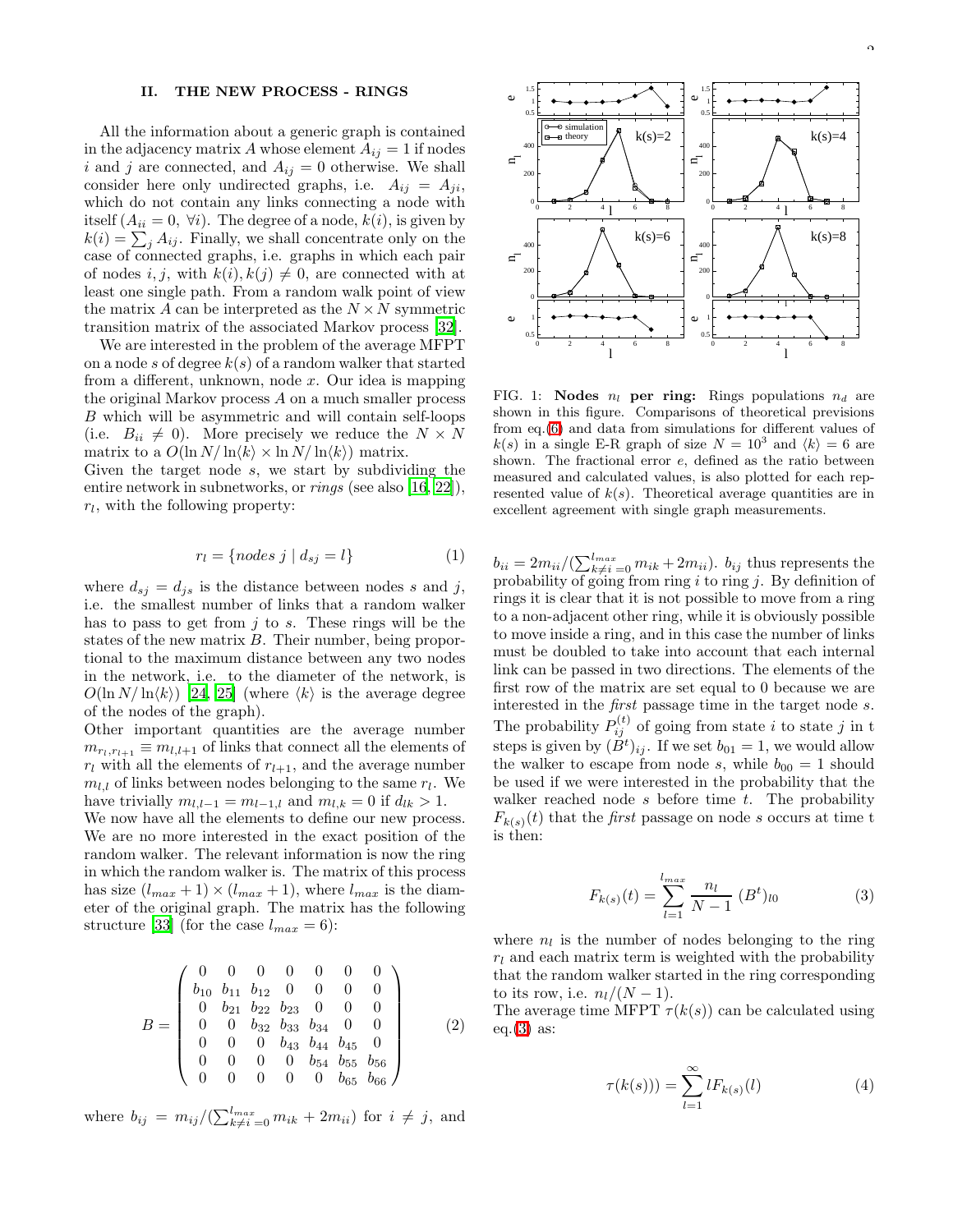## II. THE NEW PROCESS - RINGS

All the information about a generic graph is contained in the adjacency matrix $A$ whose element $A_{ij} = 1$ if nodes $i$ and $j$ are connected, and $A_{ij} = 0$ otherwise. We shall consider here only undirected graphs, i.e. $A_{ij} = A_{ji}$, which do not contain any links connecting a node with itself ($A_{ii} = 0,\ \forall i$). The degree of a node, $k(i)$, is given by $k(i) = \sum_j A_{ij}$. Finally, we shall concentrate only on the case of connected graphs, i.e. graphs in which each pair of nodes $i, j$, with $k(i), k(j) \neq 0$, are connected with at least one single path. From a random walk point of view the matrix $A$ can be interpreted as the $N \times N$ symmetric transition matrix of the associated Markov process [32].

We are interested in the problem of the average MFPT on a node $s$ of degree $k(s)$ of a random walker that started from a different, unknown, node $x$. Our idea is mapping the original Markov process $A$ on a much smaller process $B$ which will be asymmetric and will contain self-loops (i.e. $B_{ii} \neq 0$). More precisely we reduce the $N \times N$ matrix to a $O(\ln N/\ln\langle k\rangle \times \ln N/\ln\langle k\rangle)$ matrix.

Given the target node $s$, we start by subdividing the entire network in subnetworks, or *rings* (see also [16, 22]), $r_l$, with the following property:

$$r_l = \{nodes\ j \mid d_{sj} = l\} \tag{1}$$

where $d_{sj} = d_{js}$ is the distance between nodes $s$ and $j$, i.e. the smallest number of links that a random walker has to pass to get from $j$ to $s$. These rings will be the states of the new matrix $B$. Their number, being proportional to the maximum distance between any two nodes in the network, i.e. to the diameter of the network, is $O(\ln N/\ln\langle k\rangle)$ [24, 25] (where $\langle k\rangle$ is the average degree of the nodes of the graph).

Other important quantities are the average number $m_{r_l, r_{l+1}} \equiv m_{l,l+1}$ of links that connect all the elements of $r_l$ with all the elements of $r_{l+1}$, and the average number $m_{l,l}$ of links between nodes belonging to the same $r_l$. We have trivially $m_{l,l-1} = m_{l-1,l}$ and $m_{l,k} = 0$ if $d_{lk} > 1$.

We now have all the elements to define our new process. We are no more interested in the exact position of the random walker. The relevant information is now the ring in which the random walker is. The matrix of this process has size $(l_{max}+1) \times (l_{max}+1)$, where $l_{max}$ is the diameter of the original graph. The matrix has the following structure [33] (for the case $l_{max} = 6$):

$$B = \begin{pmatrix} 0 & 0 & 0 & 0 & 0 & 0 & 0 \\ b_{10} & b_{11} & b_{12} & 0 & 0 & 0 & 0 \\ 0 & b_{21} & b_{22} & b_{23} & 0 & 0 & 0 \\ 0 & 0 & b_{32} & b_{33} & b_{34} & 0 & 0 \\ 0 & 0 & 0 & b_{43} & b_{44} & b_{45} & 0 \\ 0 & 0 & 0 & 0 & b_{54} & b_{55} & b_{56} \\ 0 & 0 & 0 & 0 & 0 & b_{65} & b_{66} \end{pmatrix} \tag{2}$$

where $b_{ij} = m_{ij}/(\sum_{k\neq i=0}^{l_{max}} m_{ik} + 2m_{ii})$ for $i \neq j$, and $b_{ii} = 2m_{ii}/(\sum_{k\neq i=0}^{l_{max}} m_{ik} + 2m_{ii})$. $b_{ij}$ thus represents the probability of going from ring $i$ to ring $j$. By definition of rings it is clear that it is not possible to move from a ring to a non-adjacent other ring, while it is obviously possible to move inside a ring, and in this case the number of links must be doubled to take into account that each internal link can be passed in two directions. The elements of the first row of the matrix are set equal to 0 because we are interested in the *first* passage time in the target node $s$. The probability $P_{ij}^{(t)}$ of going from state $i$ to state $j$ in t steps is given by $(B^t)_{ij}$. If we set $b_{01} = 1$, we would allow the walker to escape from node $s$, while $b_{00} = 1$ should be used if we were interested in the probability that the walker reached node $s$ before time $t$. The probability $F_{k(s)}(t)$ that the *first* passage on node $s$ occurs at time t is then:

$$F_{k(s)}(t) = \sum_{l=1}^{l_{max}} \frac{n_l}{N-1}\ (B^t)_{l0} \tag{3}$$

where $n_l$ is the number of nodes belonging to the ring $r_l$ and each matrix term is weighted with the probability that the random walker started in the ring corresponding to its row, i.e. $n_l/(N-1)$.

The average time MFPT $\tau(k(s))$ can be calculated using eq.(3) as:

$$\tau(k(s))) = \sum_{l=1}^{\infty} l F_{k(s)}(l) \tag{4}$$

FIG. 1: **Nodes $n_l$ per ring:** Rings populations $n_d$ are shown in this figure. Comparisons of theoretical previsions from eq.(6) and data from simulations for different values of $k(s)$ in a single E-R graph of size $N = 10^3$ and $\langle k\rangle = 6$ are shown. The fractional error $e$, defined as the ratio between measured and calculated values, is also plotted for each represented value of $k(s)$. Theoretical average quantities are in excellent agreement with single graph measurements.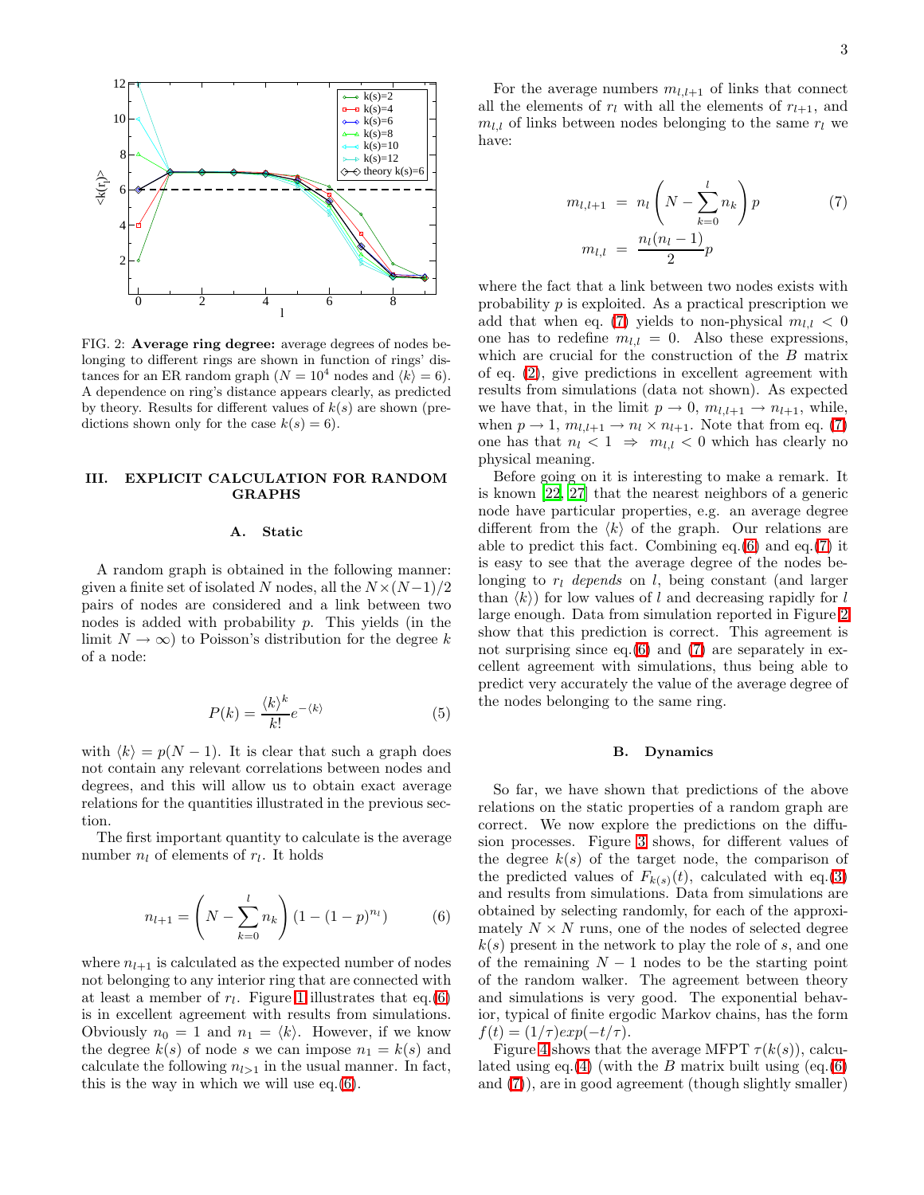FIG. 2: **Average ring degree:** average degrees of nodes belonging to different rings are shown in function of rings' distances for an ER random graph ($N = 10^4$ nodes and $\langle k \rangle = 6$). A dependence on ring's distance appears clearly, as predicted by theory. Results for different values of $k(s)$ are shown (predictions shown only for the case $k(s) = 6$).

## III. EXPLICIT CALCULATION FOR RANDOM GRAPHS

### A. Static

A random graph is obtained in the following manner: given a finite set of isolated $N$ nodes, all the $N \times (N-1)/2$ pairs of nodes are considered and a link between two nodes is added with probability $p$. This yields (in the limit $N \to \infty$) to Poisson's distribution for the degree $k$ of a node:

$$P(k) = \frac{\langle k \rangle^k}{k!} e^{-\langle k \rangle} \tag{5}$$

with $\langle k \rangle = p(N-1)$. It is clear that such a graph does not contain any relevant correlations between nodes and degrees, and this will allow us to obtain exact average relations for the quantities illustrated in the previous section.

The first important quantity to calculate is the average number $n_l$ of elements of $r_l$. It holds

$$n_{l+1} = \left( N - \sum_{k=0}^{l} n_k \right) \left(1 - (1-p)^{n_l}\right) \tag{6}$$

where $n_{l+1}$ is calculated as the expected number of nodes not belonging to any interior ring that are connected with at least a member of $r_l$. Figure 1 illustrates that eq.(6) is in excellent agreement with results from simulations. Obviously $n_0 = 1$ and $n_1 = \langle k \rangle$. However, if we know the degree $k(s)$ of node $s$ we can impose $n_1 = k(s)$ and calculate the following $n_{l>1}$ in the usual manner. In fact, this is the way in which we will use eq.(6).

For the average numbers $m_{l,l+1}$ of links that connect all the elements of $r_l$ with all the elements of $r_{l+1}$, and $m_{l,l}$ of links between nodes belonging to the same $r_l$ we have:

$$\begin{aligned} m_{l,l+1} &= n_l \left( N - \sum_{k=0}^{l} n_k \right) p \\ m_{l,l} &= \frac{n_l(n_l - 1)}{2} p \end{aligned} \tag{7}$$

where the fact that a link between two nodes exists with probability $p$ is exploited. As a practical prescription we add that when eq. (7) yields to non-physical $m_{l,l} < 0$ one has to redefine $m_{l,l} = 0$. Also these expressions, which are crucial for the construction of the $B$ matrix of eq. (2), give predictions in excellent agreement with results from simulations (data not shown). As expected we have that, in the limit $p \to 0$, $m_{l,l+1} \to n_{l+1}$, while, when $p \to 1$, $m_{l,l+1} \to n_l \times n_{l+1}$. Note that from eq. (7) one has that $n_l < 1 \Rightarrow m_{l,l} < 0$ which has clearly no physical meaning.

Before going on it is interesting to make a remark. It is known [22, 27] that the nearest neighbors of a generic node have particular properties, e.g. an average degree different from the $\langle k \rangle$ of the graph. Our relations are able to predict this fact. Combining eq.(6) and eq.(7) it is easy to see that the average degree of the nodes belonging to $r_l$ *depends* on $l$, being constant (and larger than $\langle k \rangle$) for low values of $l$ and decreasing rapidly for $l$ large enough. Data from simulation reported in Figure 2 show that this prediction is correct. This agreement is not surprising since eq.(6) and (7) are separately in excellent agreement with simulations, thus being able to predict very accurately the value of the average degree of the nodes belonging to the same ring.

### B. Dynamics

So far, we have shown that predictions of the above relations on the static properties of a random graph are correct. We now explore the predictions on the diffusion processes. Figure 3 shows, for different values of the degree $k(s)$ of the target node, the comparison of the predicted values of $F_{k(s)}(t)$, calculated with eq.(3) and results from simulations. Data from simulations are obtained by selecting randomly, for each of the approximately $N \times N$ runs, one of the nodes of selected degree $k(s)$ present in the network to play the role of $s$, and one of the remaining $N-1$ nodes to be the starting point of the random walker. The agreement between theory and simulations is very good. The exponential behavior, typical of finite ergodic Markov chains, has the form $f(t) = (1/\tau)exp(-t/\tau)$.

Figure 4 shows that the average MFPT $\tau(k(s))$, calculated using eq.(4) (with the $B$ matrix built using (eq.(6) and (7)), are in good agreement (though slightly smaller)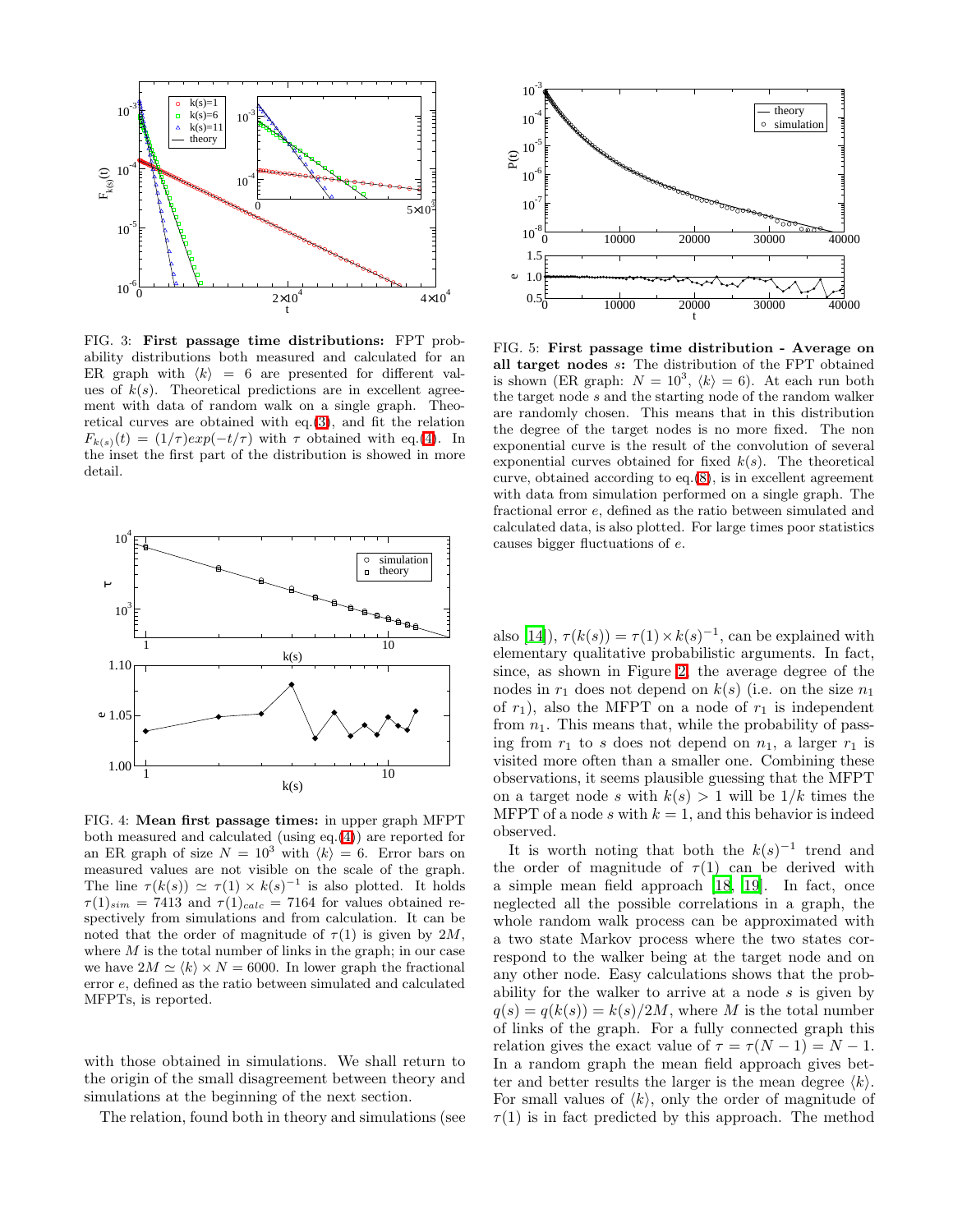FIG. 3: **First passage time distributions:** FPT probability distributions both measured and calculated for an ER graph with $\langle k \rangle = 6$ are presented for different values of $k(s)$. Theoretical predictions are in excellent agreement with data of random walk on a single graph. Theoretical curves are obtained with eq.(3), and fit the relation $F_{k(s)}(t) = (1/\tau)exp(-t/\tau)$ with $\tau$ obtained with eq.(4). In the inset the first part of the distribution is showed in more detail.

FIG. 4: **Mean first passage times:** in upper graph MFPT both measured and calculated (using eq.(4)) are reported for an ER graph of size $N = 10^3$ with $\langle k \rangle = 6$. Error bars on measured values are not visible on the scale of the graph. The line $\tau(k(s)) \simeq \tau(1) \times k(s)^{-1}$ is also plotted. It holds $\tau(1)_{sim} = 7413$ and $\tau(1)_{calc} = 7164$ for values obtained respectively from simulations and from calculation. It can be noted that the order of magnitude of $\tau(1)$ is given by $2M$, where $M$ is the total number of links in the graph; in our case we have $2M \simeq \langle k \rangle \times N = 6000$. In lower graph the fractional error $e$, defined as the ratio between simulated and calculated MFPTs, is reported.

with those obtained in simulations. We shall return to the origin of the small disagreement between theory and simulations at the beginning of the next section.

The relation, found both in theory and simulations (see also [14]), $\tau(k(s)) = \tau(1) \times k(s)^{-1}$, can be explained with elementary qualitative probabilistic arguments. In fact, since, as shown in Figure 2, the average degree of the nodes in $r_1$ does not depend on $k(s)$ (i.e. on the size $n_1$ of $r_1$), also the MFPT on a node of $r_1$ is independent from $n_1$. This means that, while the probability of passing from $r_1$ to $s$ does not depend on $n_1$, a larger $r_1$ is visited more often than a smaller one. Combining these observations, it seems plausible guessing that the MFPT on a target node $s$ with $k(s) > 1$ will be $1/k$ times the MFPT of a node $s$ with $k = 1$, and this behavior is indeed observed.

FIG. 5: **First passage time distribution - Average on all target nodes $s$:** The distribution of the FPT obtained is shown (ER graph: $N = 10^3$, $\langle k \rangle = 6$). At each run both the target node $s$ and the starting node of the random walker are randomly chosen. This means that in this distribution the degree of the target nodes is no more fixed. The non exponential curve is the result of the convolution of several exponential curves obtained for fixed $k(s)$. The theoretical curve, obtained according to eq.(8), is in excellent agreement with data from simulation performed on a single graph. The fractional error $e$, defined as the ratio between simulated and calculated data, is also plotted. For large times poor statistics causes bigger fluctuations of $e$.

It is worth noting that both the $k(s)^{-1}$ trend and the order of magnitude of $\tau(1)$ can be derived with a simple mean field approach [18, 19]. In fact, once neglected all the possible correlations in a graph, the whole random walk process can be approximated with a two state Markov process where the two states correspond to the walker being at the target node and on any other node. Easy calculations shows that the probability for the walker to arrive at a node $s$ is given by $q(s) = q(k(s)) = k(s)/2M$, where $M$ is the total number of links of the graph. For a fully connected graph this relation gives the exact value of $\tau = \tau(N-1) = N - 1$. In a random graph the mean field approach gives better and better results the larger is the mean degree $\langle k \rangle$. For small values of $\langle k \rangle$, only the order of magnitude of $\tau(1)$ is in fact predicted by this approach. The method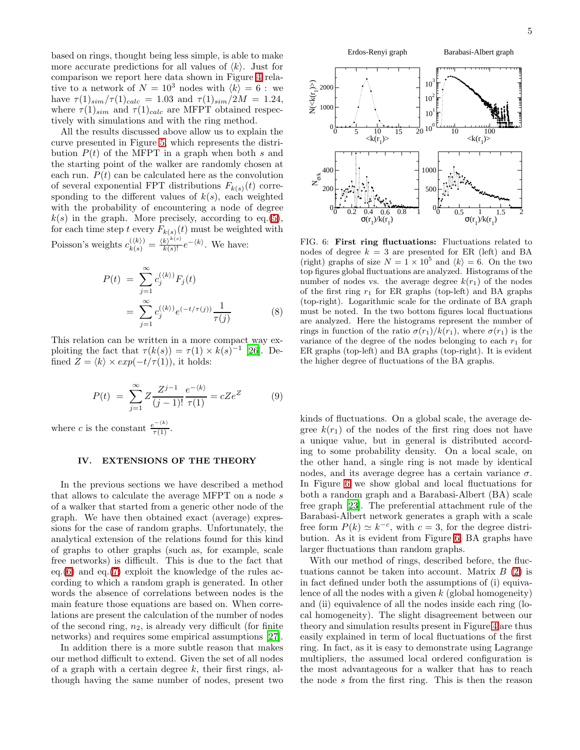based on rings, thought being less simple, is able to make more accurate predictions for all values of $\langle k\rangle$. Just for comparison we report here data shown in Figure 4 relative to a network of $N = 10^3$ nodes with $\langle k\rangle = 6$ : we have $\tau(1)_{sim}/\tau(1)_{calc} = 1.03$ and $\tau(1)_{sim}/2M = 1.24$, where $\tau(1)_{sim}$ and $\tau(1)_{calc}$ are MFPT obtained respectively with simulations and with the ring method.

All the results discussed above allow us to explain the curve presented in Figure 5, which represents the distribution $P(t)$ of the MFPT in a graph when both $s$ and the starting point of the walker are randomly chosen at each run. $P(t)$ can be calculated here as the convolution of several exponential FPT distributions $F_{k(s)}(t)$ corresponding to the different values of $k(s)$, each weighted with the probability of encountering a node of degree $k(s)$ in the graph. More precisely, according to eq.(5), for each time step $t$ every $F_{k(s)}(t)$ must be weighted with Poisson's weights $c^{(\langle k\rangle)}_{k(s)} = \frac{\langle k\rangle^{k(s)}}{k(s)!}e^{-\langle k\rangle}$. We have:

$$
\begin{aligned}
P(t) &= \sum_{j=1}^{\infty} c_j^{(\langle k\rangle)} F_j(t) \\
&= \sum_{j=1}^{\infty} c_j^{(\langle k\rangle)} e^{(-t/\tau(j))}\frac{1}{\tau(j)}
\end{aligned}
\tag{8}
$$

This relation can be written in a more compact way exploiting the fact that $\tau(k(s)) = \tau(1) \times k(s)^{-1}$ [26]. Defined $Z = \langle k\rangle \times exp(-t/\tau(1))$, it holds:

$$
P(t) = \sum_{j=1}^{\infty} Z\frac{Z^{j-1}}{(j-1)!}\frac{e^{-\langle k\rangle}}{\tau(1)} = cZe^{Z} \tag{9}
$$

where $c$ is the constant $\frac{e^{-\langle k\rangle}}{\tau(1)}$.

## IV. EXTENSIONS OF THE THEORY

In the previous sections we have described a method that allows to calculate the average MFPT on a node $s$ of a walker that started from a generic other node of the graph. We have then obtained exact (average) expressions for the case of random graphs. Unfortunately, the analytical extension of the relations found for this kind of graphs to other graphs (such as, for example, scale free networks) is difficult. This is due to the fact that eq.(6) and eq.(7) exploit the knowledge of the rules according to which a random graph is generated. In other words the absence of correlations between nodes is the main feature those equations are based on. When correlations are present the calculation of the number of nodes of the second ring, $n_2$, is already very difficult (for finite networks) and requires some empirical assumptions [27].

In addition there is a more subtle reason that makes our method difficult to extend. Given the set of all nodes of a graph with a certain degree $k$, their first rings, although having the same number of nodes, present two kinds of fluctuations. On a global scale, the average degree $k(r_1)$ of the nodes of the first ring does not have a unique value, but in general is distributed according to some probability density. On a local scale, on the other hand, a single ring is not made by identical nodes, and its average degree has a certain variance $\sigma$. In Figure 6 we show global and local fluctuations for both a random graph and a Barabasi-Albert (BA) scale free graph [23]. The preferential attachment rule of the Barabasi-Albert network generates a graph with a scale free form $P(k) \simeq k^{-c}$, with $c = 3$, for the degree distribution. As it is evident from Figure 6, BA graphs have larger fluctuations than random graphs.

FIG. 6: **First ring fluctuations:** Fluctuations related to nodes of degree $k = 3$ are presented for ER (left) and BA (right) graphs of size $N = 1 \times 10^5$ and $\langle k\rangle = 6$. On the two top figures global fluctuations are analyzed. Histograms of the number of nodes vs. the average degree $k(r_1)$ of the nodes of the first ring $r_1$ for ER graphs (top-left) and BA graphs (top-right). Logarithmic scale for the ordinate of BA graph must be noted. In the two bottom figures local fluctuations are analyzed. Here the histograms represent the number of rings in function of the ratio $\sigma(r_1)/k(r_1)$, where $\sigma(r_1)$ is the variance of the degree of the nodes belonging to each $r_1$ for ER graphs (top-left) and BA graphs (top-right). It is evident the higher degree of fluctuations of the BA graphs.

With our method of rings, described before, the fluctuations cannot be taken into account. Matrix $B$ (2) is in fact defined under both the assumptions of (i) equivalence of all the nodes with a given $k$ (global homogeneity) and (ii) equivalence of all the nodes inside each ring (local homogeneity). The slight disagreement between our theory and simulation results present in Figure 4 are thus easily explained in term of local fluctuations of the first ring. In fact, as it is easy to demonstrate using Lagrange multipliers, the assumed local ordered configuration is the most advantageous for a walker that has to reach the node $s$ from the first ring. This is then the reason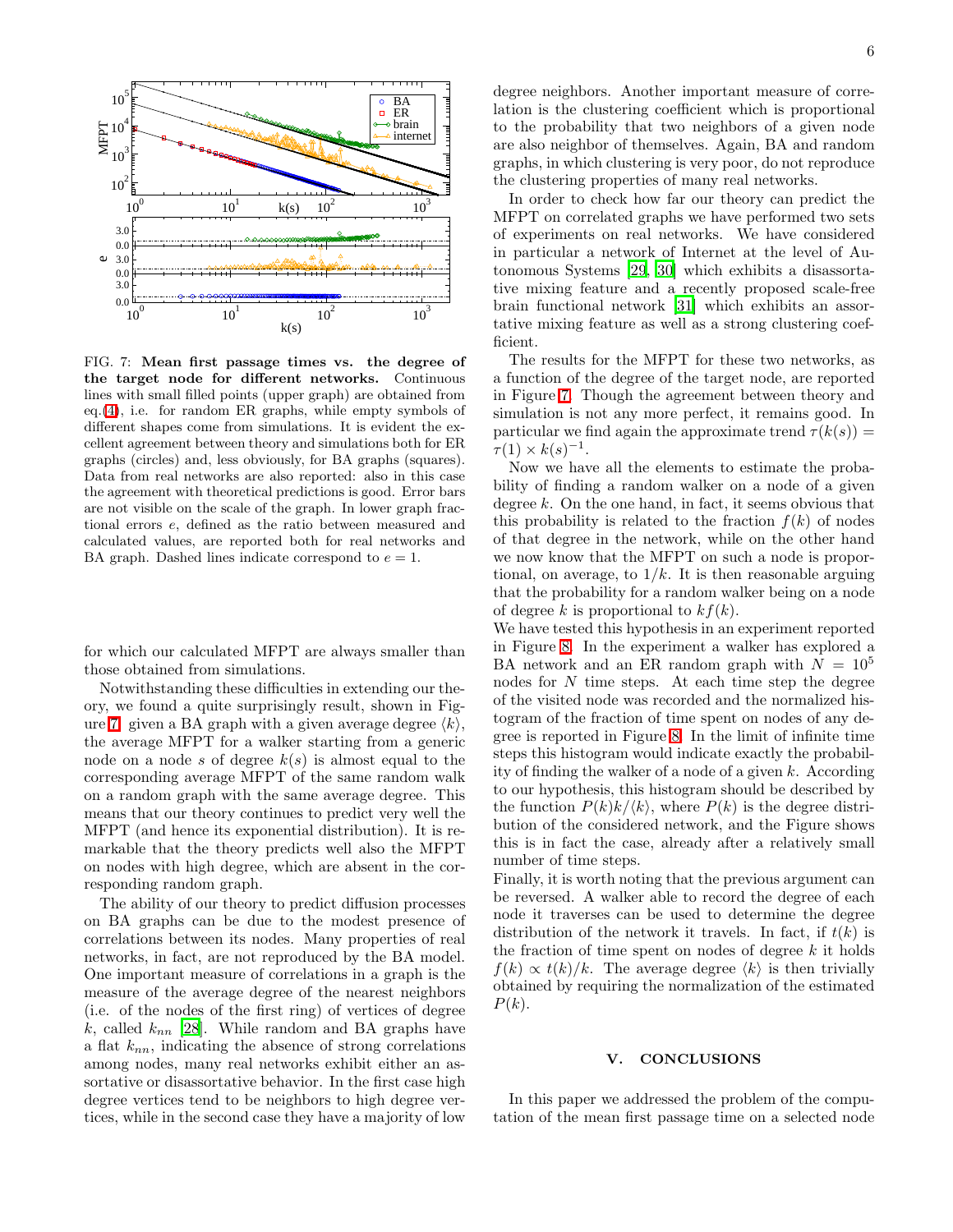FIG. 7: **Mean first passage times vs. the degree of the target node for different networks.** Continuous lines with small filled points (upper graph) are obtained from eq.(4), i.e. for random ER graphs, while empty symbols of different shapes come from simulations. It is evident the excellent agreement between theory and simulations both for ER graphs (circles) and, less obviously, for BA graphs (squares). Data from real networks are also reported: also in this case the agreement with theoretical predictions is good. Error bars are not visible on the scale of the graph. In lower graph fractional errors $e$, defined as the ratio between measured and calculated values, are reported both for real networks and BA graph. Dashed lines indicate correspond to $e = 1$.

for which our calculated MFPT are always smaller than those obtained from simulations.

Notwithstanding these difficulties in extending our theory, we found a quite surprisingly result, shown in Figure 7: given a BA graph with a given average degree $\langle k \rangle$, the average MFPT for a walker starting from a generic node on a node $s$ of degree $k(s)$ is almost equal to the corresponding average MFPT of the same random walk on a random graph with the same average degree. This means that our theory continues to predict very well the MFPT (and hence its exponential distribution). It is remarkable that the theory predicts well also the MFPT on nodes with high degree, which are absent in the corresponding random graph.

The ability of our theory to predict diffusion processes on BA graphs can be due to the modest presence of correlations between its nodes. Many properties of real networks, in fact, are not reproduced by the BA model. One important measure of correlations in a graph is the measure of the average degree of the nearest neighbors (i.e. of the nodes of the first ring) of vertices of degree $k$, called $k_{nn}$ [28]. While random and BA graphs have a flat $k_{nn}$, indicating the absence of strong correlations among nodes, many real networks exhibit either an assortative or disassortative behavior. In the first case high degree vertices tend to be neighbors to high degree vertices, while in the second case they have a majority of low degree neighbors. Another important measure of correlation is the clustering coefficient which is proportional to the probability that two neighbors of a given node are also neighbor of themselves. Again, BA and random graphs, in which clustering is very poor, do not reproduce the clustering properties of many real networks.

In order to check how far our theory can predict the MFPT on correlated graphs we have performed two sets of experiments on real networks. We have considered in particular a network of Internet at the level of Autonomous Systems [29, 30] which exhibits a disassortative mixing feature and a recently proposed scale-free brain functional network [31] which exhibits an assortative mixing feature as well as a strong clustering coefficient.

The results for the MFPT for these two networks, as a function of the degree of the target node, are reported in Figure 7. Though the agreement between theory and simulation is not any more perfect, it remains good. In particular we find again the approximate trend $\tau(k(s)) = \tau(1) \times k(s)^{-1}$.

Now we have all the elements to estimate the probability of finding a random walker on a node of a given degree $k$. On the one hand, in fact, it seems obvious that this probability is related to the fraction $f(k)$ of nodes of that degree in the network, while on the other hand we now know that the MFPT on such a node is proportional, on average, to $1/k$. It is then reasonable arguing that the probability for a random walker being on a node of degree $k$ is proportional to $kf(k)$.

We have tested this hypothesis in an experiment reported in Figure 8. In the experiment a walker has explored a BA network and an ER random graph with $N = 10^5$ nodes for $N$ time steps. At each time step the degree of the visited node was recorded and the normalized histogram of the fraction of time spent on nodes of any degree is reported in Figure 8. In the limit of infinite time steps this histogram would indicate exactly the probability of finding the walker of a node of a given $k$. According to our hypothesis, this histogram should be described by the function $P(k)k/\langle k \rangle$, where $P(k)$ is the degree distribution of the considered network, and the Figure shows this is in fact the case, already after a relatively small number of time steps.

Finally, it is worth noting that the previous argument can be reversed. A walker able to record the degree of each node it traverses can be used to determine the degree distribution of the network it travels. In fact, if $t(k)$ is the fraction of time spent on nodes of degree $k$ it holds $f(k) \propto t(k)/k$. The average degree $\langle k \rangle$ is then trivially obtained by requiring the normalization of the estimated $P(k)$.

## V. CONCLUSIONS

In this paper we addressed the problem of the computation of the mean first passage time on a selected node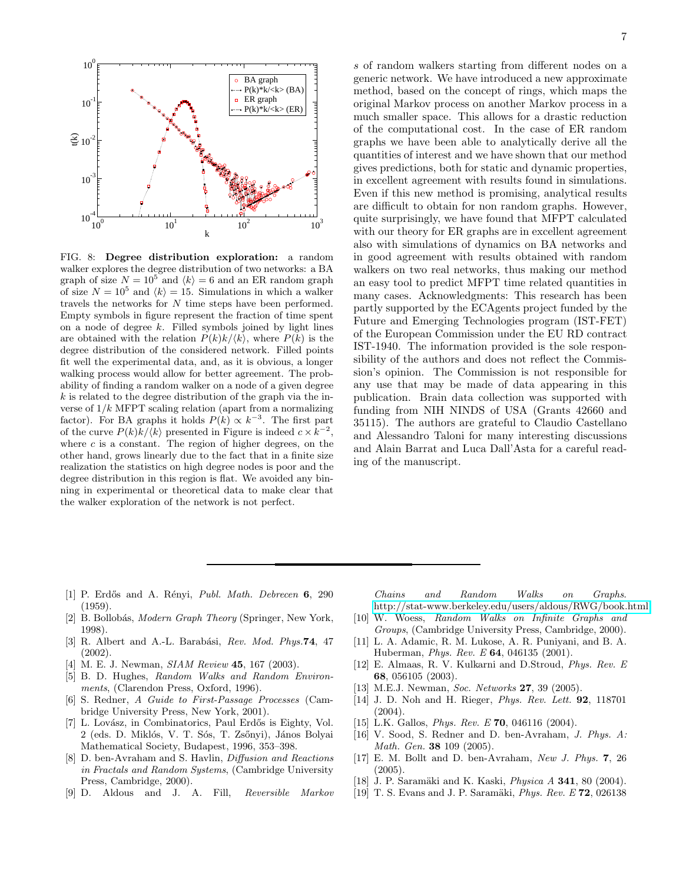FIG. 8: **Degree distribution exploration:** a random walker explores the degree distribution of two networks: a BA graph of size $N = 10^5$ and $\langle k \rangle = 6$ and an ER random graph of size $N = 10^5$ and $\langle k \rangle = 15$. Simulations in which a walker travels the networks for $N$ time steps have been performed. Empty symbols in figure represent the fraction of time spent on a node of degree $k$. Filled symbols joined by light lines are obtained with the relation $P(k)k/\langle k \rangle$, where $P(k)$ is the degree distribution of the considered network. Filled points fit well the experimental data, and, as it is obvious, a longer walking process would allow for better agreement. The probability of finding a random walker on a node of a given degree $k$ is related to the degree distribution of the graph via the inverse of $1/k$ MFPT scaling relation (apart from a normalizing factor). For BA graphs it holds $P(k) \propto k^{-3}$. The first part of the curve $P(k)k/\langle k \rangle$ presented in Figure is indeed $c \times k^{-2}$, where $c$ is a constant. The region of higher degrees, on the other hand, grows linearly due to the fact that in a finite size realization the statistics on high degree nodes is poor and the degree distribution in this region is flat. We avoided any binning in experimental or theoretical data to make clear that the walker exploration of the network is not perfect.

s of random walkers starting from different nodes on a generic network. We have introduced a new approximate method, based on the concept of rings, which maps the original Markov process on another Markov process in a much smaller space. This allows for a drastic reduction of the computational cost. In the case of ER random graphs we have been able to analytically derive all the quantities of interest and we have shown that our method gives predictions, both for static and dynamic properties, in excellent agreement with results found in simulations. Even if this new method is promising, analytical results are difficult to obtain for non random graphs. However, quite surprisingly, we have found that MFPT calculated with our theory for ER graphs are in excellent agreement also with simulations of dynamics on BA networks and in good agreement with results obtained with random walkers on two real networks, thus making our method an easy tool to predict MFPT time related quantities in many cases. Acknowledgments: This research has been partly supported by the ECAgents project funded by the Future and Emerging Technologies program (IST-FET) of the European Commission under the EU RD contract IST-1940. The information provided is the sole responsibility of the authors and does not reflect the Commission's opinion. The Commission is not responsible for any use that may be made of data appearing in this publication. Brain data collection was supported with funding from NIH NINDS of USA (Grants 42660 and 35115). The authors are grateful to Claudio Castellano and Alessandro Taloni for many interesting discussions and Alain Barrat and Luca Dall'Asta for a careful reading of the manuscript.

---

[1] P. Erdős and A. Rényi, *Publ. Math. Debrecen* **6**, 290 (1959).

[2] B. Bollobás, *Modern Graph Theory* (Springer, New York, 1998).

[3] R. Albert and A.-L. Barabási, *Rev. Mod. Phys.***74**, 47 (2002).

[4] M. E. J. Newman, *SIAM Review* **45**, 167 (2003).

[5] B. D. Hughes, *Random Walks and Random Environments*, (Clarendon Press, Oxford, 1996).

[6] S. Redner, *A Guide to First-Passage Processes* (Cambridge University Press, New York, 2001).

[7] L. Lovász, in Combinatorics, Paul Erdős is Eighty, Vol. 2 (eds. D. Miklós, V. T. Sós, T. Szőnyi), János Bolyai Mathematical Society, Budapest, 1996, 353–398.

[8] D. ben-Avraham and S. Havlin, *Diffusion and Reactions in Fractals and Random Systems*, (Cambridge University Press, Cambridge, 2000).

[9] D. Aldous and J. A. Fill, *Reversible Markov Chains and Random Walks on Graphs*. http://stat-www.berkeley.edu/users/aldous/RWG/book.html

[10] W. Woess, *Random Walks on Infinite Graphs and Groups*, (Cambridge University Press, Cambridge, 2000).

[11] L. A. Adamic, R. M. Lukose, A. R. Puniyani, and B. A. Huberman, *Phys. Rev. E* **64**, 046135 (2001).

[12] E. Almaas, R. V. Kulkarni and D.Stroud, *Phys. Rev. E* **68**, 056105 (2003).

[13] M.E.J. Newman, *Soc. Networks* **27**, 39 (2005).

[14] J. D. Noh and H. Rieger, *Phys. Rev. Lett.* **92**, 118701 (2004).

[15] L.K. Gallos, *Phys. Rev. E* **70**, 046116 (2004).

[16] V. Sood, S. Redner and D. ben-Avraham, *J. Phys. A: Math. Gen.* **38** 109 (2005).

[17] E. M. Bollt and D. ben-Avraham, *New J. Phys.* **7**, 26 (2005).

[18] J. P. Saramäki and K. Kaski, *Physica A* **341**, 80 (2004).

[19] T. S. Evans and J. P. Saramäki, *Phys. Rev. E* **72**, 026138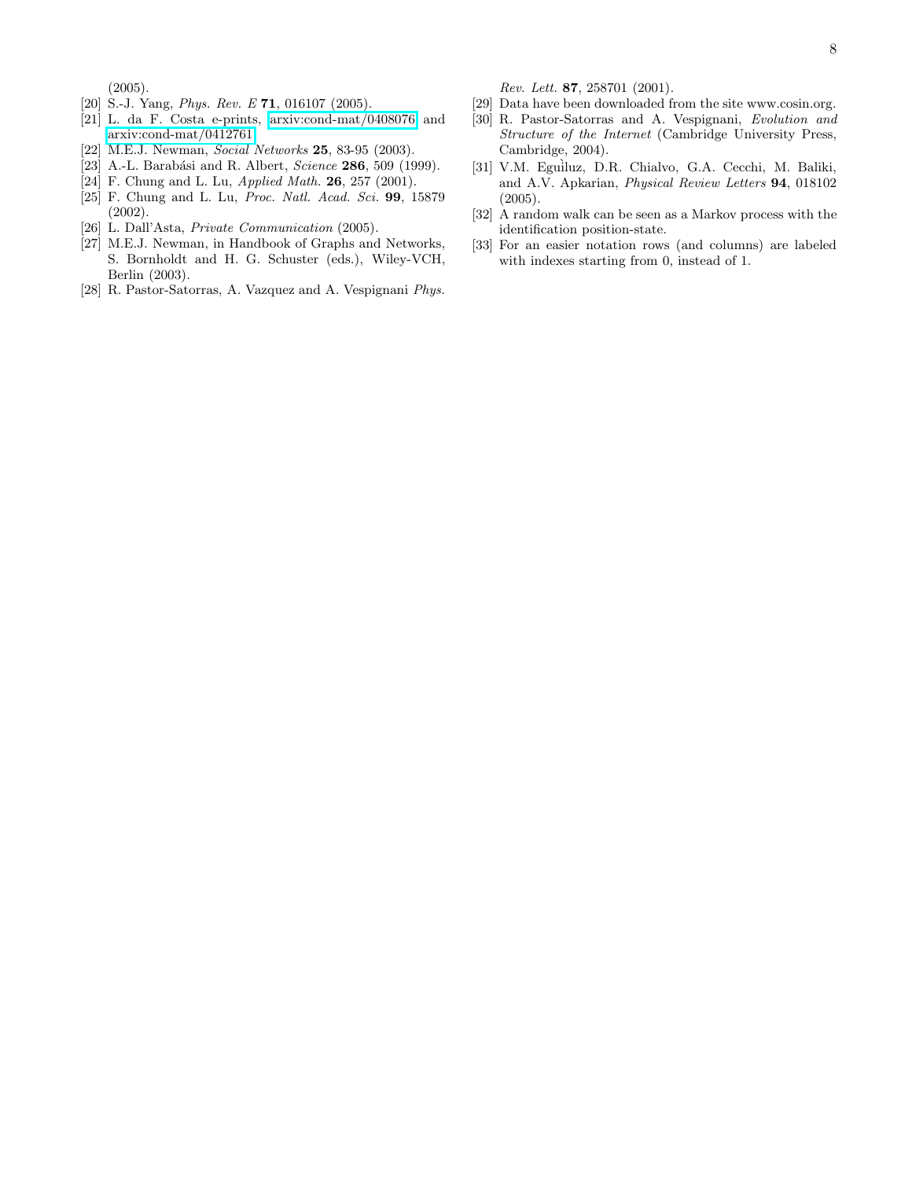(2005).

[20] S.-J. Yang, *Phys. Rev. E* **71**, 016107 (2005).

[21] L. da F. Costa e-prints, arxiv:cond-mat/0408076 and arxiv:cond-mat/0412761.

[22] M.E.J. Newman, *Social Networks* **25**, 83-95 (2003).

[23] A.-L. Barabási and R. Albert, *Science* **286**, 509 (1999).

[24] F. Chung and L. Lu, *Applied Math.* **26**, 257 (2001).

[25] F. Chung and L. Lu, *Proc. Natl. Acad. Sci.* **99**, 15879 (2002).

[26] L. Dall'Asta, *Private Communication* (2005).

[27] M.E.J. Newman, in Handbook of Graphs and Networks, S. Bornholdt and H. G. Schuster (eds.), Wiley-VCH, Berlin (2003).

[28] R. Pastor-Satorras, A. Vazquez and A. Vespignani *Phys. Rev. Lett.* **87**, 258701 (2001).

[29] Data have been downloaded from the site www.cosin.org.

[30] R. Pastor-Satorras and A. Vespignani, *Evolution and Structure of the Internet* (Cambridge University Press, Cambridge, 2004).

[31] V.M. Eguìluz, D.R. Chialvo, G.A. Cecchi, M. Baliki, and A.V. Apkarian, *Physical Review Letters* **94**, 018102 (2005).

[32] A random walk can be seen as a Markov process with the identification position-state.

[33] For an easier notation rows (and columns) are labeled with indexes starting from 0, instead of 1.